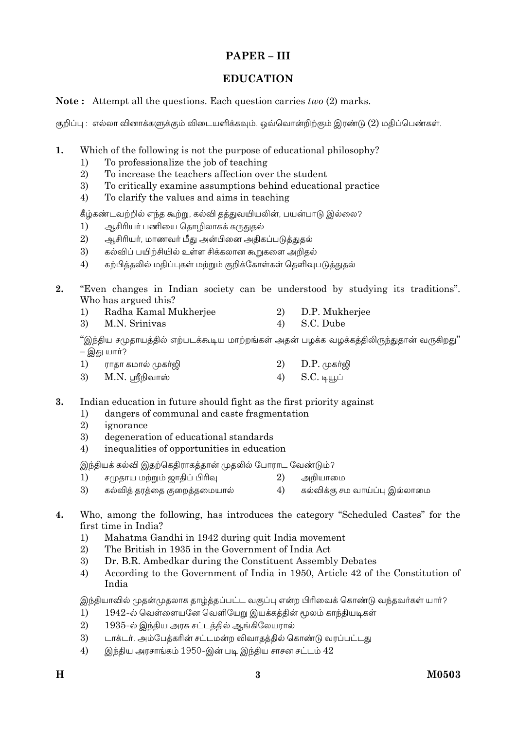# PAPER – III

## EDUCATION

**Note :** Attempt all the questions. Each question carries *two* (2) marks.

குறிப்பு : எல்லா வினாக்களுக்கும் விடையளிக்கவும். ஒவ்வொன்றிற்கும் இரண்டு (2) மதிப்பெண்கள்.

**1.** Which of the following is not the purpose of educational philosophy?

1) To professionalize the job of teaching
2) To increase the teachers affection over the student
3) To critically examine assumptions behind educational practice
4) To clarify the values and aims in teaching

கீழ்கண்டவற்றில் எந்த கூற்று, கல்வி தத்துவயியலின், பயன்பாடு இல்லை?

1) ஆசிரியர் பணியை தொழிலாகக் கருதுதல்
2) ஆசிரியர், மாணவர் மீது அன்பினை அதிகப்படுத்துதல்
3) கல்விப் பயிற்சியில் உள்ள சிக்கலான கூறுகளை அறிதல்
4) கற்பித்தலில் மதிப்புகள் மற்றும் குறிக்கோள்கள் தெளிவுபடுத்துதல்

**2.** "Even changes in Indian society can be understood by studying its traditions". Who has argued this?

1) Radha Kamal Mukherjee
2) D.P. Mukherjee
3) M.N. Srinivas
4) S.C. Dube

"இந்திய சமுதாயத்தில் ஏற்படக்கூடிய மாற்றங்கள் அதன் பழக்க வழக்கத்திலிருந்துதான் வருகிறது" – இது யார்?

1) ராதா கமால் முகர்ஜி
2) D.P. முகர்ஜி
3) M.N. ஸ்ரீநிவாஸ்
4) S.C. டியூப்

**3.** Indian education in future should fight as the first priority against

1) dangers of communal and caste fragmentation
2) ignorance
3) degeneration of educational standards
4) inequalities of opportunities in education

இந்தியக் கல்வி இதற்கெதிராகத்தான் முதலில் போராட வேண்டும்?

1) சமுதாய மற்றும் ஜாதிப் பிரிவு
2) அறியாமை
3) கல்வித் தரத்தை குறைத்தமையால்
4) கல்விக்கு சம வாய்ப்பு இல்லாமை

**4.** Who, among the following, has introduces the category "Scheduled Castes" for the first time in India?

1) Mahatma Gandhi in 1942 during quit India movement
2) The British in 1935 in the Government of India Act
3) Dr. B.R. Ambedkar during the Constituent Assembly Debates
4) According to the Government of India in 1950, Article 42 of the Constitution of India

இந்தியாவில் முதன்முதலாக தாழ்த்தப்பட்ட வகுப்பு என்ற பிரிவைக் கொண்டு வந்தவர்கள் யார்?

1) 1942-ல் வெள்ளையனே வெளியேறு இயக்கத்தின் மூலம் காந்தியடிகள்
2) 1935-ல் இந்திய அரசு சட்டத்தில் ஆங்கிலேயரால்
3) டாக்டர். அம்பேத்கரின் சட்டமன்ற விவாதத்தில் கொண்டு வரப்பட்டது
4) இந்திய அரசாங்கம் 1950-இன் படி இந்திய சாசன சட்டம் 42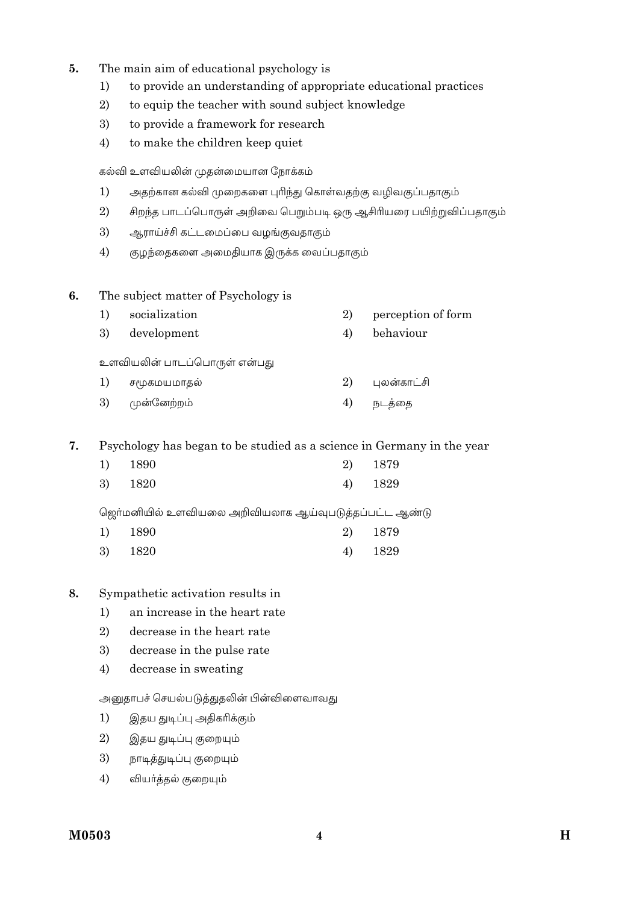5. The main aim of educational psychology is

   1) to provide an understanding of appropriate educational practices
   2) to equip the teacher with sound subject knowledge
   3) to provide a framework for research
   4) to make the children keep quiet

   கல்வி உளவியலின் முதன்மையான நோக்கம்

   1) அதற்கான கல்வி முறைகளை புரிந்து கொள்வதற்கு வழிவகுப்பதாகும்
   2) சிறந்த பாடப்பொருள் அறிவை பெறும்படி ஒரு ஆசிரியரை பயிற்றுவிப்பதாகும்
   3) ஆராய்ச்சி கட்டமைப்பை வழங்குவதாகும்
   4) குழந்தைகளை அமைதியாக இருக்க வைப்பதாகும்

6. The subject matter of Psychology is

   1) socialization
   2) perception of form
   3) development
   4) behaviour

   உளவியலின் பாடப்பொருள் என்பது

   1) சமூகமயமாதல்
   2) புலன்காட்சி
   3) முன்னேற்றம்
   4) நடத்தை

7. Psychology has began to be studied as a science in Germany in the year

   1) 1890
   2) 1879
   3) 1820
   4) 1829

   ஜெர்மனியில் உளவியலை அறிவியலாக ஆய்வுபடுத்தப்பட்ட ஆண்டு

   1) 1890
   2) 1879
   3) 1820
   4) 1829

8. Sympathetic activation results in

   1) an increase in the heart rate
   2) decrease in the heart rate
   3) decrease in the pulse rate
   4) decrease in sweating

   அனுதாபச் செயல்படுத்துதலின் பின்விளைவாவது

   1) இதய துடிப்பு அதிகரிக்கும்
   2) இதய துடிப்பு குறையும்
   3) நாடித்துடிப்பு குறையும்
   4) வியர்த்தல் குறையும்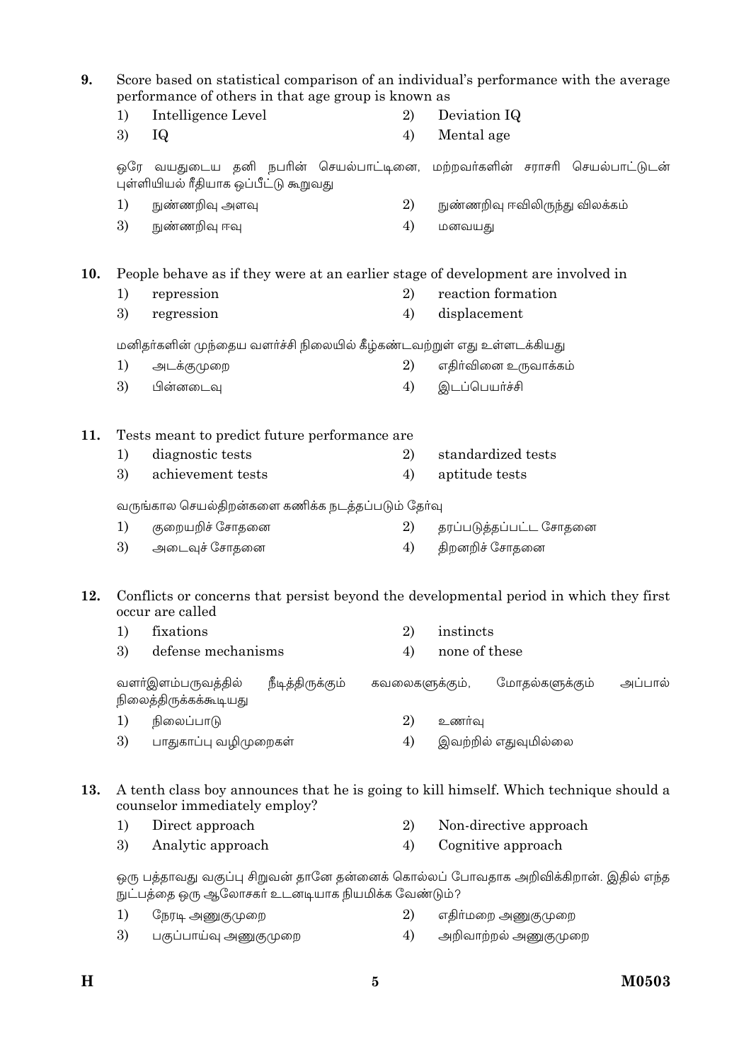**9.** Score based on statistical comparison of an individual's performance with the average performance of others in that age group is known as

1) Intelligence Level
2) Deviation IQ
3) IQ
4) Mental age

ஒரே வயதுடைய தனி நபரின் செயல்பாட்டினை, மற்றவர்களின் சராசரி செயல்பாட்டுடன் புள்ளியியல் ரீதியாக ஒப்பீட்டு கூறுவது

1) நுண்ணறிவு அளவு
2) நுண்ணறிவு ஈவிலிருந்து விலக்கம்
3) நுண்ணறிவு ஈவு
4) மனவயது

**10.** People behave as if they were at an earlier stage of development are involved in

1) repression
2) reaction formation
3) regression
4) displacement

மனிதர்களின் முந்தைய வளர்ச்சி நிலையில் கீழ்கண்டவற்றுள் எது உள்ளடக்கியது

1) அடக்குமுறை
2) எதிர்வினை உருவாக்கம்
3) பின்னடைவு
4) இடப்பெயர்ச்சி

**11.** Tests meant to predict future performance are

1) diagnostic tests
2) standardized tests
3) achievement tests
4) aptitude tests

வருங்கால செயல்திறன்களை கணிக்க நடத்தப்படும் தேர்வு

1) குறையறிச் சோதனை
2) தரப்படுத்தப்பட்ட சோதனை
3) அடைவுச் சோதனை
4) திறனறிச் சோதனை

**12.** Conflicts or concerns that persist beyond the developmental period in which they first occur are called

1) fixations
2) instincts
3) defense mechanisms
4) none of these

வளர்இளம்பருவத்தில் நீடித்திருக்கும் கவலைகளுக்கும், மோதல்களுக்கும் அப்பால் நிலைத்திருக்கக்கூடியது

1) நிலைப்பாடு
2) உணர்வு
3) பாதுகாப்பு வழிமுறைகள்
4) இவற்றில் எதுவுமில்லை

**13.** A tenth class boy announces that he is going to kill himself. Which technique should a counselor immediately employ?

1) Direct approach
2) Non-directive approach
3) Analytic approach
4) Cognitive approach

ஒரு பத்தாவது வகுப்பு சிறுவன் தானே தன்னைக் கொல்லப் போவதாக அறிவிக்கிறான். இதில் எந்த நுட்பத்தை ஒரு ஆலோசகர் உடனடியாக நியமிக்க வேண்டும்?

1) நேரடி அணுகுமுறை
2) எதிர்மறை அணுகுமுறை
3) பகுப்பாய்வு அணுகுமுறை
4) அறிவாற்றல் அணுகுமுறை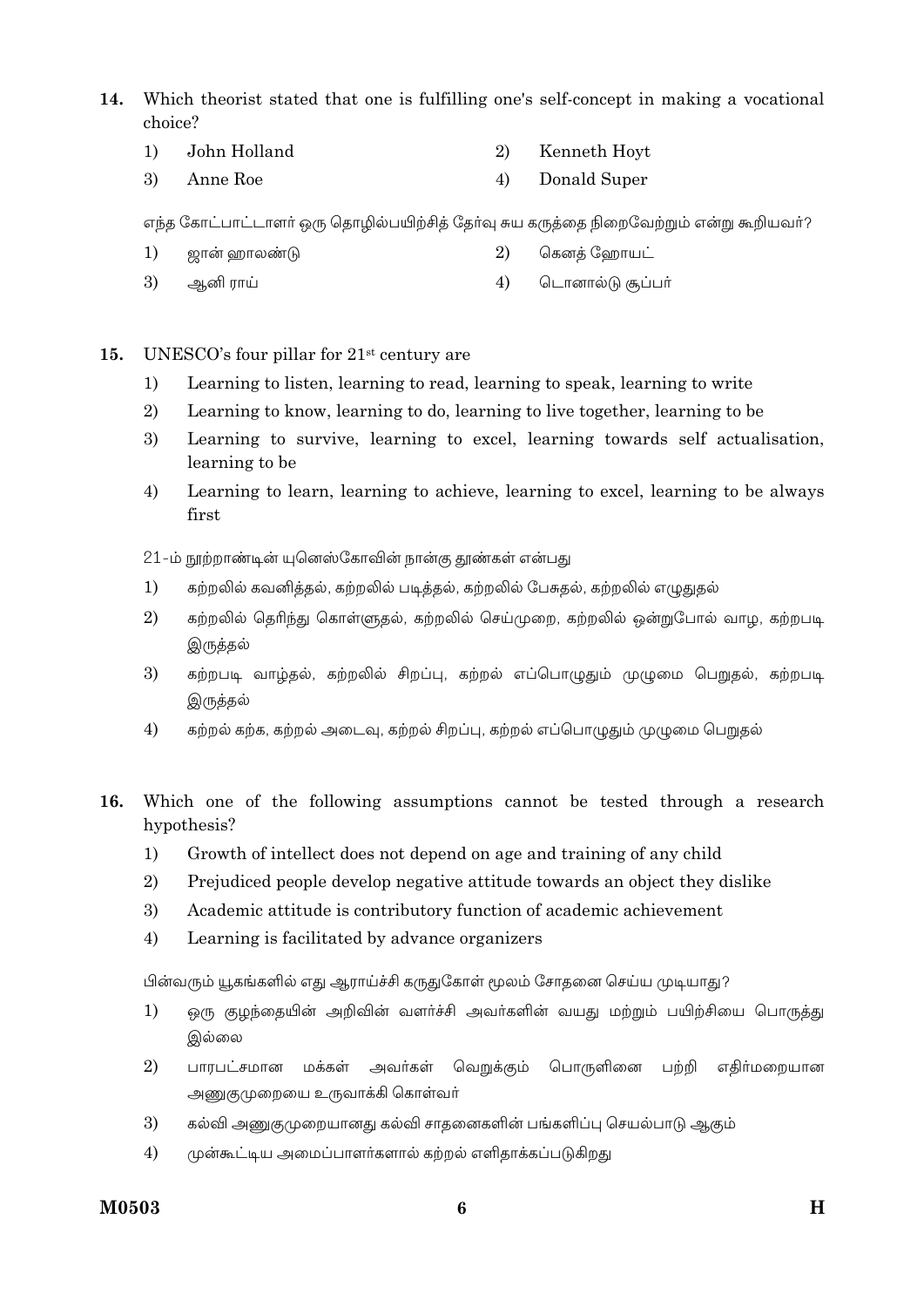**14.** Which theorist stated that one is fulfilling one's self-concept in making a vocational choice?

1) John Holland
2) Kenneth Hoyt
3) Anne Roe
4) Donald Super

எந்த கோட்பாட்டாளர் ஒரு தொழில்பயிற்சித் தேர்வு சுய கருத்தை நிறைவேற்றும் என்று கூறியவர்?

1) ஜான் ஹாலண்டு
2) கெனத் ஹோயட்
3) ஆனி ராய்
4) டொனால்டு சூப்பர்

**15.** UNESCO's four pillar for 21st century are

1) Learning to listen, learning to read, learning to speak, learning to write
2) Learning to know, learning to do, learning to live together, learning to be
3) Learning to survive, learning to excel, learning towards self actualisation, learning to be
4) Learning to learn, learning to achieve, learning to excel, learning to be always first

21-ம் நூற்றாண்டின் யுனெஸ்கோவின் நான்கு தூண்கள் என்பது

1) கற்றலில் கவனித்தல், கற்றலில் படித்தல், கற்றலில் பேசுதல், கற்றலில் எழுதுதல்
2) கற்றலில் தெரிந்து கொள்ளுதல், கற்றலில் செய்முறை, கற்றலில் ஒன்றுபோல் வாழ, கற்றபடி இருத்தல்
3) கற்றபடி வாழ்தல், கற்றலில் சிறப்பு, கற்றல் எப்பொழுதும் முழுமை பெறுதல், கற்றபடி இருத்தல்
4) கற்றல் கற்க, கற்றல் அடைவு, கற்றல் சிறப்பு, கற்றல் எப்பொழுதும் முழுமை பெறுதல்

**16.** Which one of the following assumptions cannot be tested through a research hypothesis?

1) Growth of intellect does not depend on age and training of any child
2) Prejudiced people develop negative attitude towards an object they dislike
3) Academic attitude is contributory function of academic achievement
4) Learning is facilitated by advance organizers

பின்வரும் யூகங்களில் எது ஆராய்ச்சி கருதுகோள் மூலம் சோதனை செய்ய முடியாது?

1) ஒரு குழந்தையின் அறிவின் வளர்ச்சி அவர்களின் வயது மற்றும் பயிற்சியை பொருத்து இல்லை
2) பாரபட்சமான மக்கள் அவர்கள் வெறுக்கும் பொருளினை பற்றி எதிர்மறையான அணுகுமுறையை உருவாக்கி கொள்வர்
3) கல்வி அணுகுமுறையானது கல்வி சாதனைகளின் பங்களிப்பு செயல்பாடு ஆகும்
4) முன்கூட்டிய அமைப்பாளர்களால் கற்றல் எளிதாக்கப்படுகிறது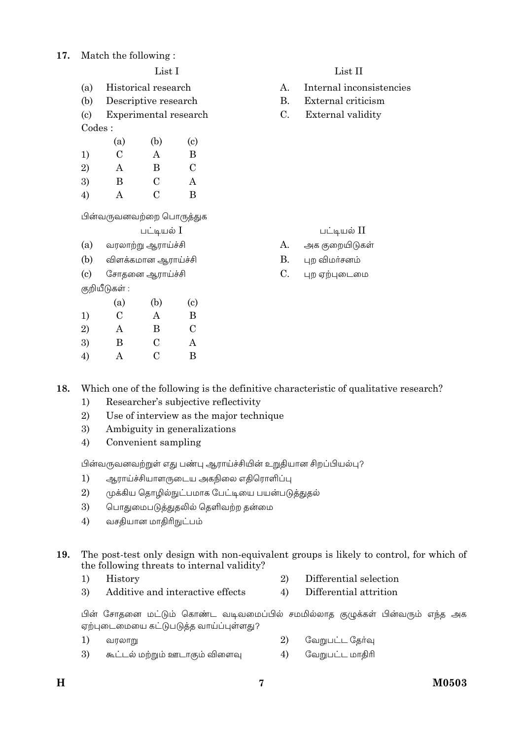17. Match the following :

| | List I | | List II |
|---|---|---|---|
| (a) | Historical research | A. | Internal inconsistencies |
| (b) | Descriptive research | B. | External criticism |
| (c) | Experimental research | C. | External validity |

Codes :

| | (a) | (b) | (c) |
|---|---|---|---|
| 1) | C | A | B |
| 2) | A | B | C |
| 3) | B | C | A |
| 4) | A | C | B |

பின்வருவனவற்றை பொருத்துக

| | பட்டியல் I | | பட்டியல் II |
|---|---|---|---|
| (a) | வரலாற்று ஆராய்ச்சி | A. | அக குறையிடுகள் |
| (b) | விளக்கமான ஆராய்ச்சி | B. | புற விமர்சனம் |
| (c) | சோதனை ஆராய்ச்சி | C. | புற ஏற்புடைமை |

குறியீடுகள் :

| | (a) | (b) | (c) |
|---|---|---|---|
| 1) | C | A | B |
| 2) | A | B | C |
| 3) | B | C | A |
| 4) | A | C | B |

18. Which one of the following is the definitive characteristic of qualitative research?

1) Researcher's subjective reflectivity
2) Use of interview as the major technique
3) Ambiguity in generalizations
4) Convenient sampling

பின்வருவனவற்றுள் எது பண்பு ஆராய்ச்சியின் உறுதியான சிறப்பியல்பு?

1) ஆராய்ச்சியாளருடைய அகநிலை எதிரொளிப்பு
2) முக்கிய தொழில்நுட்பமாக பேட்டியை பயன்படுத்துதல்
3) பொதுமைபடுத்துதலில் தெளிவற்ற தன்மை
4) வசதியான மாதிரிநுட்பம்

19. The post-test only design with non-equivalent groups is likely to control, for which of the following threats to internal validity?

1) History
2) Differential selection
3) Additive and interactive effects
4) Differential attrition

பின் சோதனை மட்டும் கொண்ட வடிவமைப்பில் சமமில்லாத குழுக்கள் பின்வரும் எந்த அக ஏற்புடைமையை கட்டுபடுத்த வாய்ப்புள்ளது?

1) வரலாறு
2) வேறுபட்ட தேர்வு
3) கூட்டல் மற்றும் ஊடாகும் விளைவு
4) வேறுபட்ட மாதிரி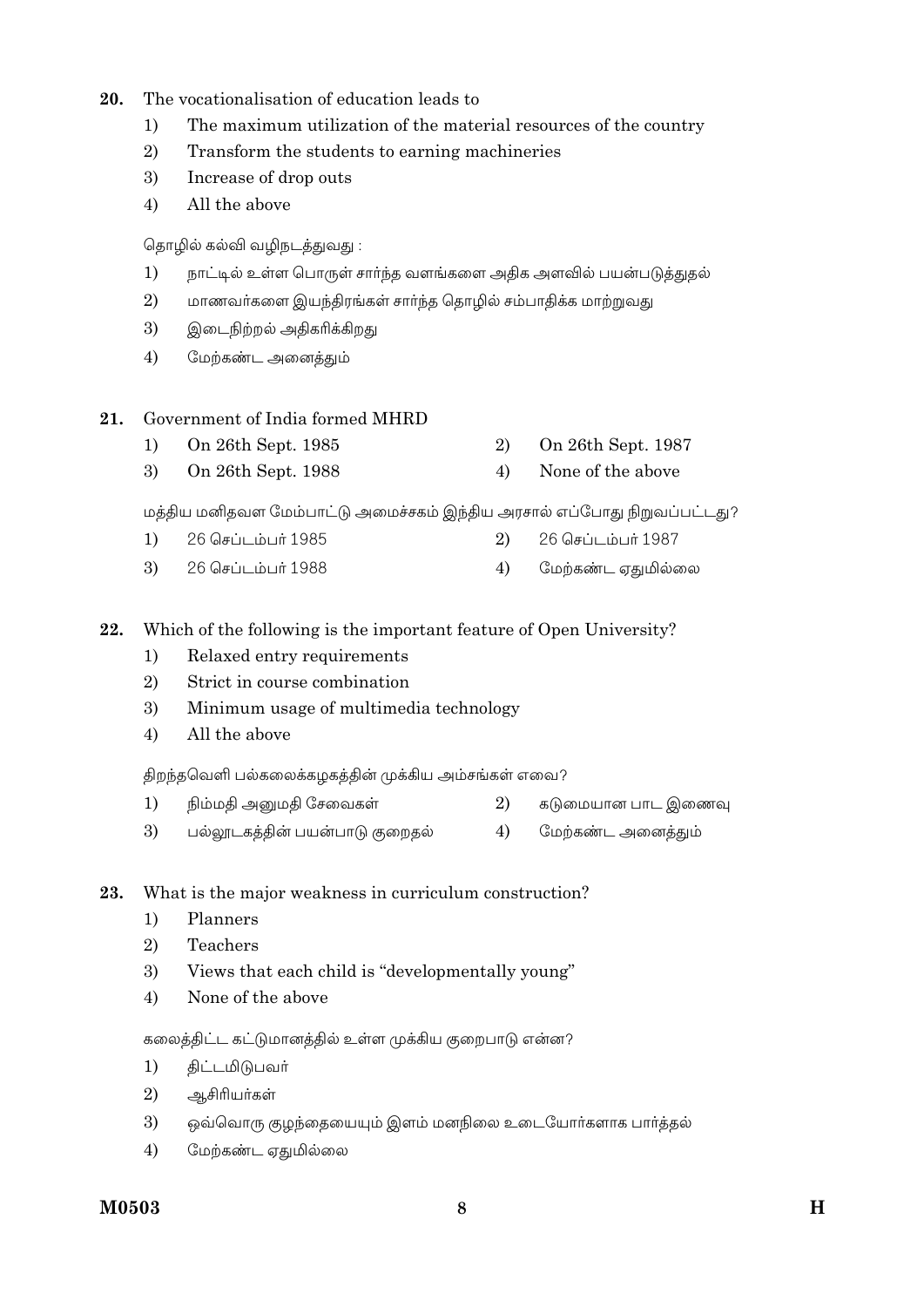**20.** The vocationalisation of education leads to

1) The maximum utilization of the material resources of the country
2) Transform the students to earning machineries
3) Increase of drop outs
4) All the above

தொழில் கல்வி வழிநடத்துவது :

1) நாட்டில் உள்ள பொருள் சார்ந்த வளங்களை அதிக அளவில் பயன்படுத்துதல்
2) மாணவர்களை இயந்திரங்கள் சார்ந்த தொழில் சம்பாதிக்க மாற்றுவது
3) இடைநிற்றல் அதிகரிக்கிறது
4) மேற்கண்ட அனைத்தும்

**21.** Government of India formed MHRD

1) On 26th Sept. 1985
2) On 26th Sept. 1987
3) On 26th Sept. 1988
4) None of the above

மத்திய மனிதவள மேம்பாட்டு அமைச்சகம் இந்திய அரசால் எப்போது நிறுவப்பட்டது?

1) 26 செப்டம்பர் 1985
2) 26 செப்டம்பர் 1987
3) 26 செப்டம்பர் 1988
4) மேற்கண்ட ஏதுமில்லை

**22.** Which of the following is the important feature of Open University?

1) Relaxed entry requirements
2) Strict in course combination
3) Minimum usage of multimedia technology
4) All the above

திறந்தவெளி பல்கலைக்கழகத்தின் முக்கிய அம்சங்கள் எவை?

1) நிம்மதி அனுமதி சேவைகள்
2) கடுமையான பாட இணைவு
3) பல்லூடகத்தின் பயன்பாடு குறைதல்
4) மேற்கண்ட அனைத்தும்

**23.** What is the major weakness in curriculum construction?

1) Planners
2) Teachers
3) Views that each child is "developmentally young"
4) None of the above

கலைத்திட்ட கட்டுமானத்தில் உள்ள முக்கிய குறைபாடு என்ன?

1) திட்டமிடுபவர்
2) ஆசிரியர்கள்
3) ஒவ்வொரு குழந்தையையும் இளம் மனநிலை உடையோர்களாக பார்த்தல்
4) மேற்கண்ட ஏதுமில்லை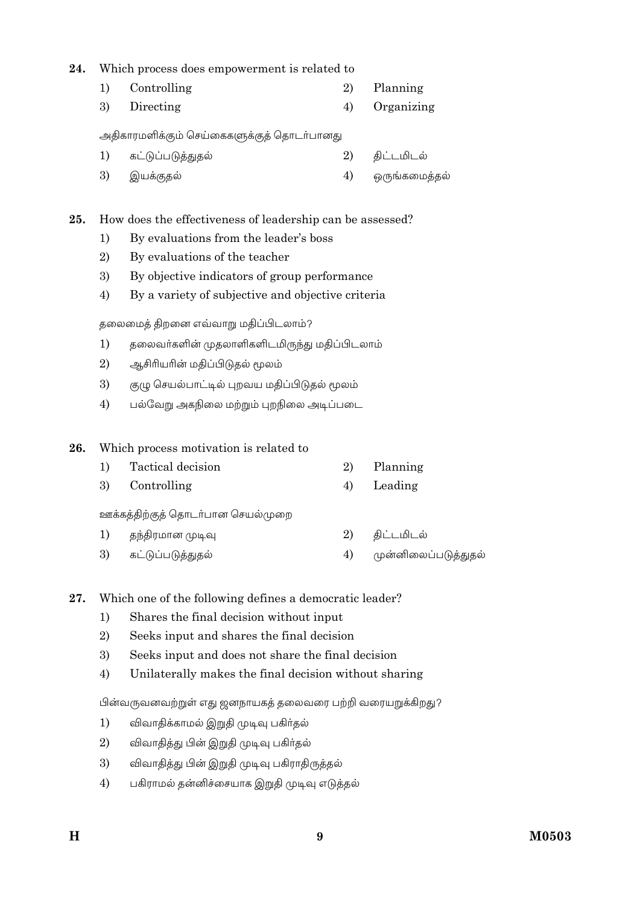**24.** Which process does empowerment is related to

1) Controlling
2) Planning
3) Directing
4) Organizing

அதிகாரமளிக்கும் செய்கைகளுக்குத் தொடர்பானது

1) கட்டுப்படுத்துதல்
2) திட்டமிடல்
3) இயக்குதல்
4) ஒருங்கமைத்தல்

**25.** How does the effectiveness of leadership can be assessed?

1) By evaluations from the leader's boss
2) By evaluations of the teacher
3) By objective indicators of group performance
4) By a variety of subjective and objective criteria

தலைமைத் திறனை எவ்வாறு மதிப்பிடலாம்?

1) தலைவர்களின் முதலாளிகளிடமிருந்து மதிப்பிடலாம்
2) ஆசிரியரின் மதிப்பிடுதல் மூலம்
3) குழு செயல்பாட்டில் புறவய மதிப்பிடுதல் மூலம்
4) பல்வேறு அகநிலை மற்றும் புறநிலை அடிப்படை

**26.** Which process motivation is related to

1) Tactical decision
2) Planning
3) Controlling
4) Leading

ஊக்கத்திற்குத் தொடர்பான செயல்முறை

1) தந்திரமான முடிவு
2) திட்டமிடல்
3) கட்டுப்படுத்துதல்
4) முன்னிலைப்படுத்துதல்

**27.** Which one of the following defines a democratic leader?

1) Shares the final decision without input
2) Seeks input and shares the final decision
3) Seeks input and does not share the final decision
4) Unilaterally makes the final decision without sharing

பின்வருவனவற்றுள் எது ஜனநாயகத் தலைவரை பற்றி வரையறுக்கிறது?

1) விவாதிக்காமல் இறுதி முடிவு பகிர்தல்
2) விவாதித்து பின் இறுதி முடிவு பகிர்தல்
3) விவாதித்து பின் இறுதி முடிவு பகிராதிருத்தல்
4) பகிராமல் தன்னிச்சையாக இறுதி முடிவு எடுத்தல்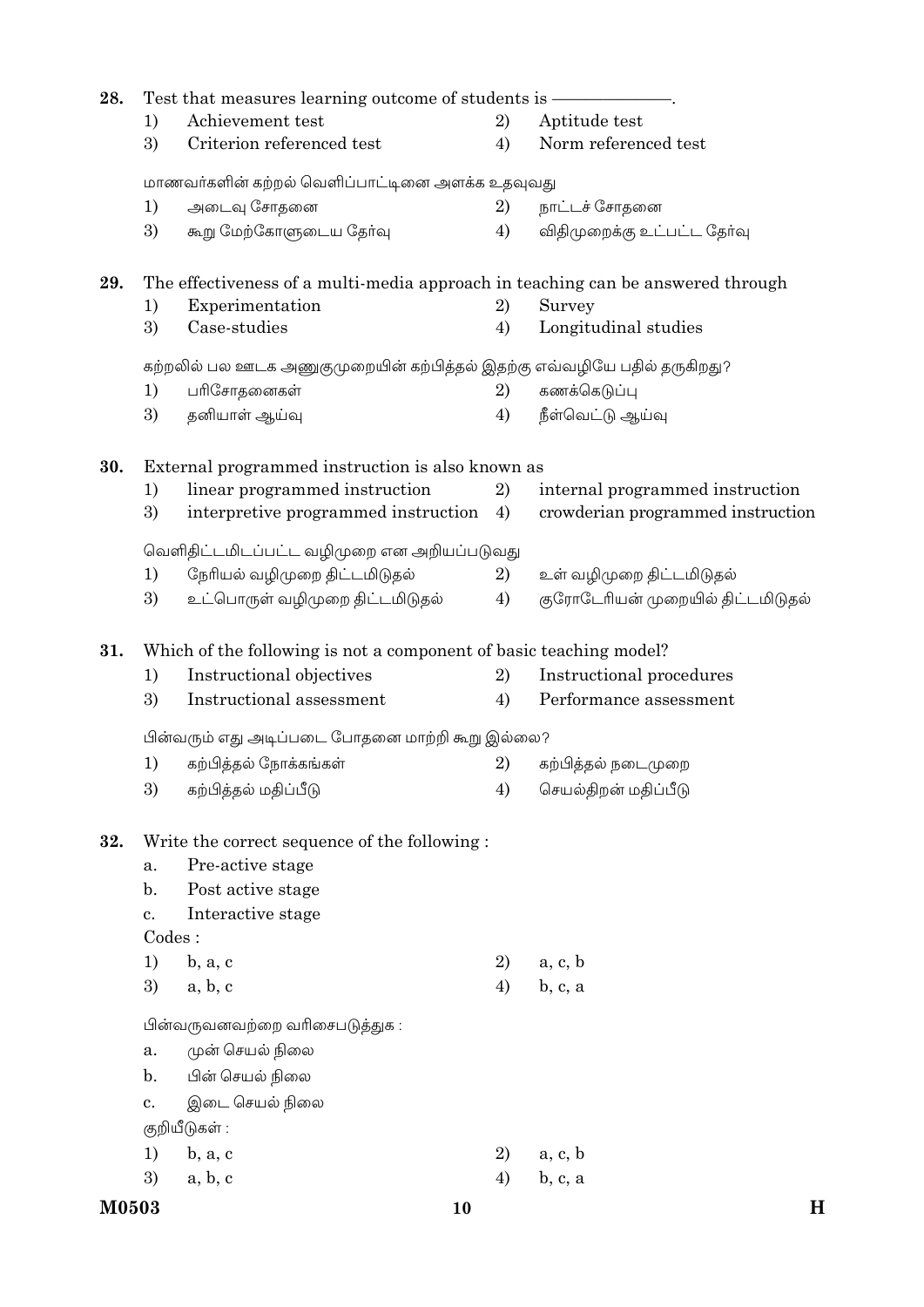28. Test that measures learning outcome of students is ——————.

1) Achievement test
2) Aptitude test
3) Criterion referenced test
4) Norm referenced test

மாணவர்களின் கற்றல் வெளிப்பாட்டினை அளக்க உதவுவது

1) அடைவு சோதனை
2) நாட்டச் சோதனை
3) கூறு மேற்கோளுடைய தேர்வு
4) விதிமுறைக்கு உட்பட்ட தேர்வு

29. The effectiveness of a multi-media approach in teaching can be answered through

1) Experimentation
2) Survey
3) Case-studies
4) Longitudinal studies

கற்றலில் பல ஊடக அணுகுமுறையின் கற்பித்தல் இதற்கு எவ்வழியே பதில் தருகிறது?

1) பரிசோதனைகள்
2) கணக்கெடுப்பு
3) தனியாள் ஆய்வு
4) நீள்வெட்டு ஆய்வு

30. External programmed instruction is also known as

1) linear programmed instruction
2) internal programmed instruction
3) interpretive programmed instruction
4) crowderian programmed instruction

வெளிதிட்டமிடப்பட்ட வழிமுறை என அறியப்படுவது

1) நேரியல் வழிமுறை திட்டமிடுதல்
2) உள் வழிமுறை திட்டமிடுதல்
3) உட்பொருள் வழிமுறை திட்டமிடுதல்
4) குரோடேரியன் முறையில் திட்டமிடுதல்

31. Which of the following is not a component of basic teaching model?

1) Instructional objectives
2) Instructional procedures
3) Instructional assessment
4) Performance assessment

பின்வரும் எது அடிப்படை போதனை மாற்றி கூறு இல்லை?

1) கற்பித்தல் நோக்கங்கள்
2) கற்பித்தல் நடைமுறை
3) கற்பித்தல் மதிப்பீடு
4) செயல்திறன் மதிப்பீடு

32. Write the correct sequence of the following :

a. Pre-active stage
b. Post active stage
c. Interactive stage

Codes :

1) b, a, c
2) a, c, b
3) a, b, c
4) b, c, a

பின்வருவனவற்றை வரிசைபடுத்துக :

a. முன் செயல் நிலை
b. பின் செயல் நிலை
c. இடை செயல் நிலை

குறியீடுகள் :

1) b, a, c
2) a, c, b
3) a, b, c
4) b, c, a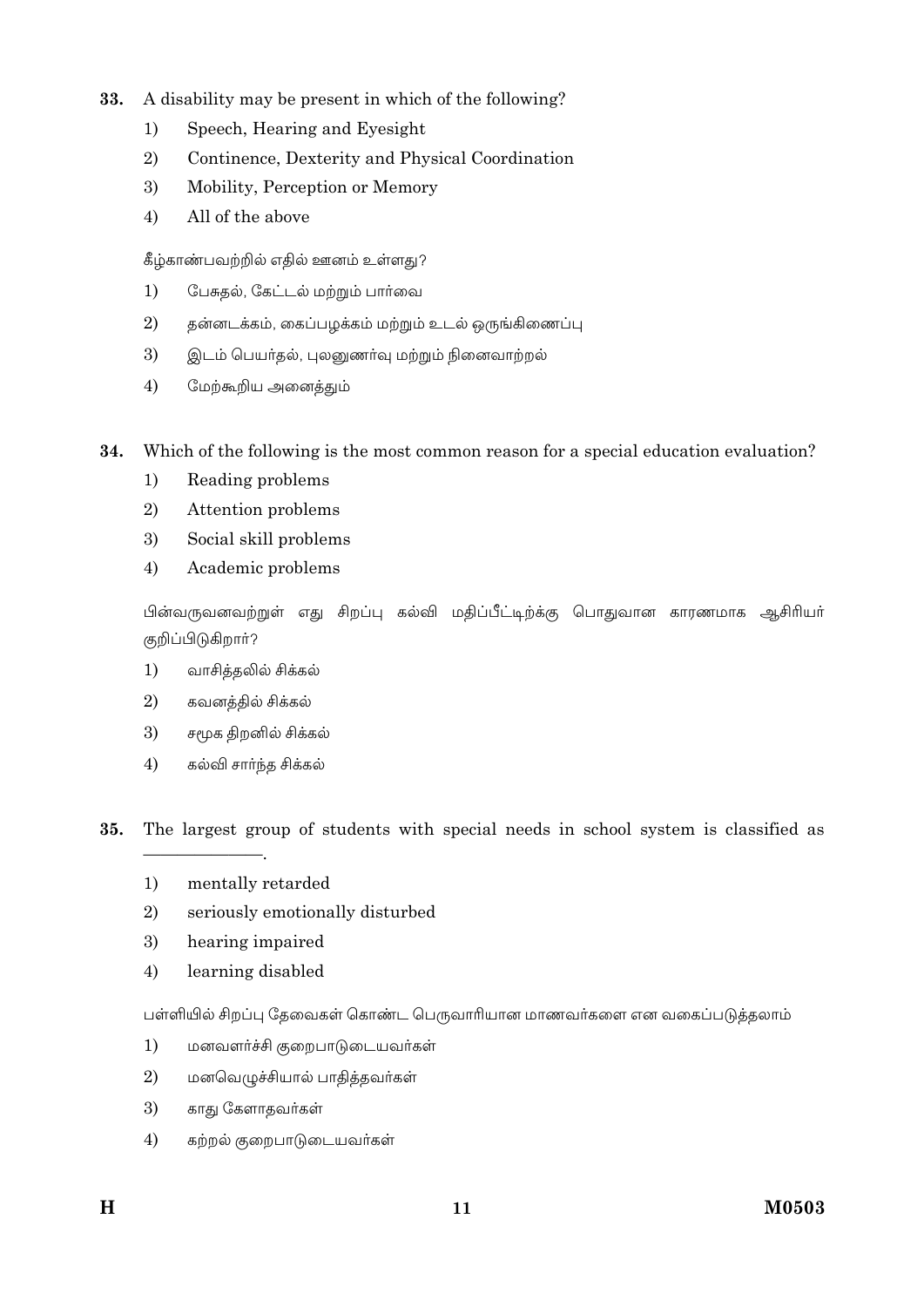**33.** A disability may be present in which of the following?

1) Speech, Hearing and Eyesight
2) Continence, Dexterity and Physical Coordination
3) Mobility, Perception or Memory
4) All of the above

கீழ்காண்பவற்றில் எதில் ஊனம் உள்ளது?

1) பேசுதல், கேட்டல் மற்றும் பார்வை
2) தன்னடக்கம், கைப்பழக்கம் மற்றும் உடல் ஒருங்கிணைப்பு
3) இடம் பெயர்தல், புலனுணர்வு மற்றும் நினைவாற்றல்
4) மேற்கூறிய அனைத்தும்

**34.** Which of the following is the most common reason for a special education evaluation?

1) Reading problems
2) Attention problems
3) Social skill problems
4) Academic problems

பின்வருவனவற்றுள் எது சிறப்பு கல்வி மதிப்பீட்டிற்க்கு பொதுவான காரணமாக ஆசிரியர் குறிப்பிடுகிறார்?

1) வாசித்தலில் சிக்கல்
2) கவனத்தில் சிக்கல்
3) சமூக திறனில் சிக்கல்
4) கல்வி சார்ந்த சிக்கல்

**35.** The largest group of students with special needs in school system is classified as ______________.

1) mentally retarded
2) seriously emotionally disturbed
3) hearing impaired
4) learning disabled

பள்ளியில் சிறப்பு தேவைகள் கொண்ட பெருவாரியான மாணவர்களை என வகைப்படுத்தலாம்

1) மனவளர்ச்சி குறைபாடுடையவர்கள்
2) மனவெழுச்சியால் பாதித்தவர்கள்
3) காது கேளாதவர்கள்
4) கற்றல் குறைபாடுடையவர்கள்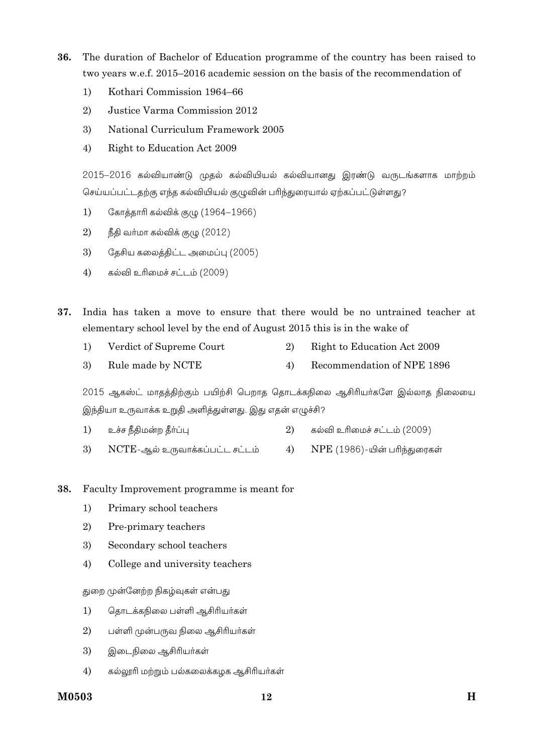**36.** The duration of Bachelor of Education programme of the country has been raised to two years w.e.f. 2015–2016 academic session on the basis of the recommendation of

1) Kothari Commission 1964–66
2) Justice Varma Commission 2012
3) National Curriculum Framework 2005
4) Right to Education Act 2009

2015–2016 கல்வியாண்டு முதல் கல்வியியல் கல்வியானது இரண்டு வருடங்களாக மாற்றம் செய்யப்பட்டதற்கு எந்த கல்வியியல் குழுவின் பரிந்துரையால் ஏற்கப்பட்டுள்ளது?

1) கோத்தாரி கல்விக் குழு (1964–1966)
2) நீதி வர்மா கல்விக் குழு (2012)
3) தேசிய கலைத்திட்ட அமைப்பு (2005)
4) கல்வி உரிமைச் சட்டம் (2009)

**37.** India has taken a move to ensure that there would be no untrained teacher at elementary school level by the end of August 2015 this is in the wake of

1) Verdict of Supreme Court
2) Right to Education Act 2009
3) Rule made by NCTE
4) Recommendation of NPE 1896

2015 ஆகஸ்ட் மாதத்திற்கும் பயிற்சி பெறாத தொடக்கநிலை ஆசிரியர்களே இல்லாத நிலையை இந்தியா உருவாக்க உறுதி அளித்துள்ளது. இது எதன் எழுச்சி?

1) உச்ச நீதிமன்ற தீர்ப்பு
2) கல்வி உரிமைச் சட்டம் (2009)
3) NCTE-ஆல் உருவாக்கப்பட்ட சட்டம்
4) NPE (1986)-யின் பரிந்துரைகள்

**38.** Faculty Improvement programme is meant for

1) Primary school teachers
2) Pre-primary teachers
3) Secondary school teachers
4) College and university teachers

துறை முன்னேற்ற நிகழ்வுகள் என்பது

1) தொடக்கநிலை பள்ளி ஆசிரியர்கள்
2) பள்ளி முன்பருவ நிலை ஆசிரியர்கள்
3) இடைநிலை ஆசிரியர்கள்
4) கல்லூரி மற்றும் பல்கலைக்கழக ஆசிரியர்கள்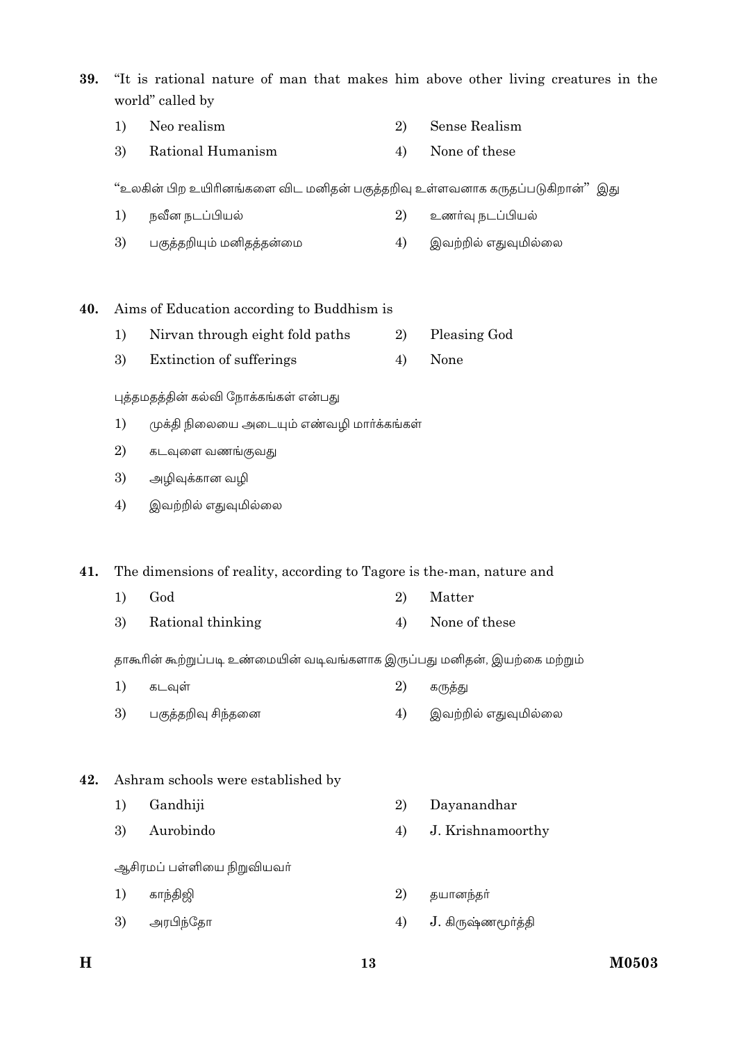39. "It is rational nature of man that makes him above other living creatures in the world" called by

1) Neo realism
2) Sense Realism
3) Rational Humanism
4) None of these

"உலகின் பிற உயிரினங்களை விட மனிதன் பகுத்தறிவு உள்ளவனாக கருதப்படுகிறான்" இது

1) நவீன நடப்பியல்
2) உணர்வு நடப்பியல்
3) பகுத்தறியும் மனிதத்தன்மை
4) இவற்றில் எதுவுமில்லை

40. Aims of Education according to Buddhism is

1) Nirvan through eight fold paths
2) Pleasing God
3) Extinction of sufferings
4) None

புத்தமதத்தின் கல்வி நோக்கங்கள் என்பது

1) முக்தி நிலையை அடையும் எண்வழி மார்க்கங்கள்
2) கடவுளை வணங்குவது
3) அழிவுக்கான வழி
4) இவற்றில் எதுவுமில்லை

41. The dimensions of reality, according to Tagore is the-man, nature and

1) God
2) Matter
3) Rational thinking
4) None of these

தாகூரின் கூற்றுப்படி உண்மையின் வடிவங்களாக இருப்பது மனிதன், இயற்கை மற்றும்

1) கடவுள்
2) கருத்து
3) பகுத்தறிவு சிந்தனை
4) இவற்றில் எதுவுமில்லை

42. Ashram schools were established by

1) Gandhiji
2) Dayanandhar
3) Aurobindo
4) J. Krishnamoorthy

ஆசிரமப் பள்ளியை நிறுவியவர்

1) காந்திஜி
2) தயானந்தர்
3) அரபிந்தோ
4) J. கிருஷ்ணமூர்த்தி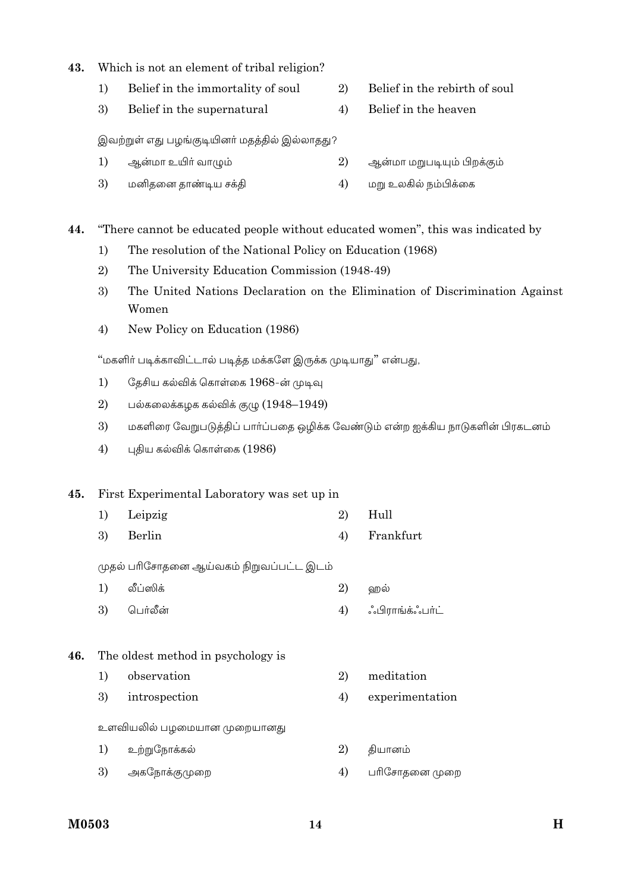43. Which is not an element of tribal religion?

1) Belief in the immortality of soul
2) Belief in the rebirth of soul
3) Belief in the supernatural
4) Belief in the heaven

இவற்றுள் எது பழங்குடியினர் மதத்தில் இல்லாதது?

1) ஆன்மா உயிர் வாழும்
2) ஆன்மா மறுபடியும் பிறக்கும்
3) மனிதனை தாண்டிய சக்தி
4) மறு உலகில் நம்பிக்கை

44. "There cannot be educated people without educated women", this was indicated by

1) The resolution of the National Policy on Education (1968)
2) The University Education Commission (1948-49)
3) The United Nations Declaration on the Elimination of Discrimination Against Women
4) New Policy on Education (1986)

"மகளிர் படிக்காவிட்டால் படித்த மக்களே இருக்க முடியாது" என்பது,

1) தேசிய கல்விக் கொள்கை 1968-ன் முடிவு
2) பல்கலைக்கழக கல்விக் குழு (1948–1949)
3) மகளிரை வேறுபடுத்திப் பார்ப்பதை ஒழிக்க வேண்டும் என்ற ஐக்கிய நாடுகளின் பிரகடனம்
4) புதிய கல்விக் கொள்கை (1986)

45. First Experimental Laboratory was set up in

1) Leipzig
2) Hull
3) Berlin
4) Frankfurt

முதல் பரிசோதனை ஆய்வகம் நிறுவப்பட்ட இடம்

1) லீப்ஸிக்
2) ஹல்
3) பெர்லின்
4) ஃபிராங்ஃபர்ட்

46. The oldest method in psychology is

1) observation
2) meditation
3) introspection
4) experimentation

உளவியலில் பழமையான முறையானது

1) உற்றுநோக்கல்
2) தியானம்
3) அகநோக்குமுறை
4) பரிசோதனை முறை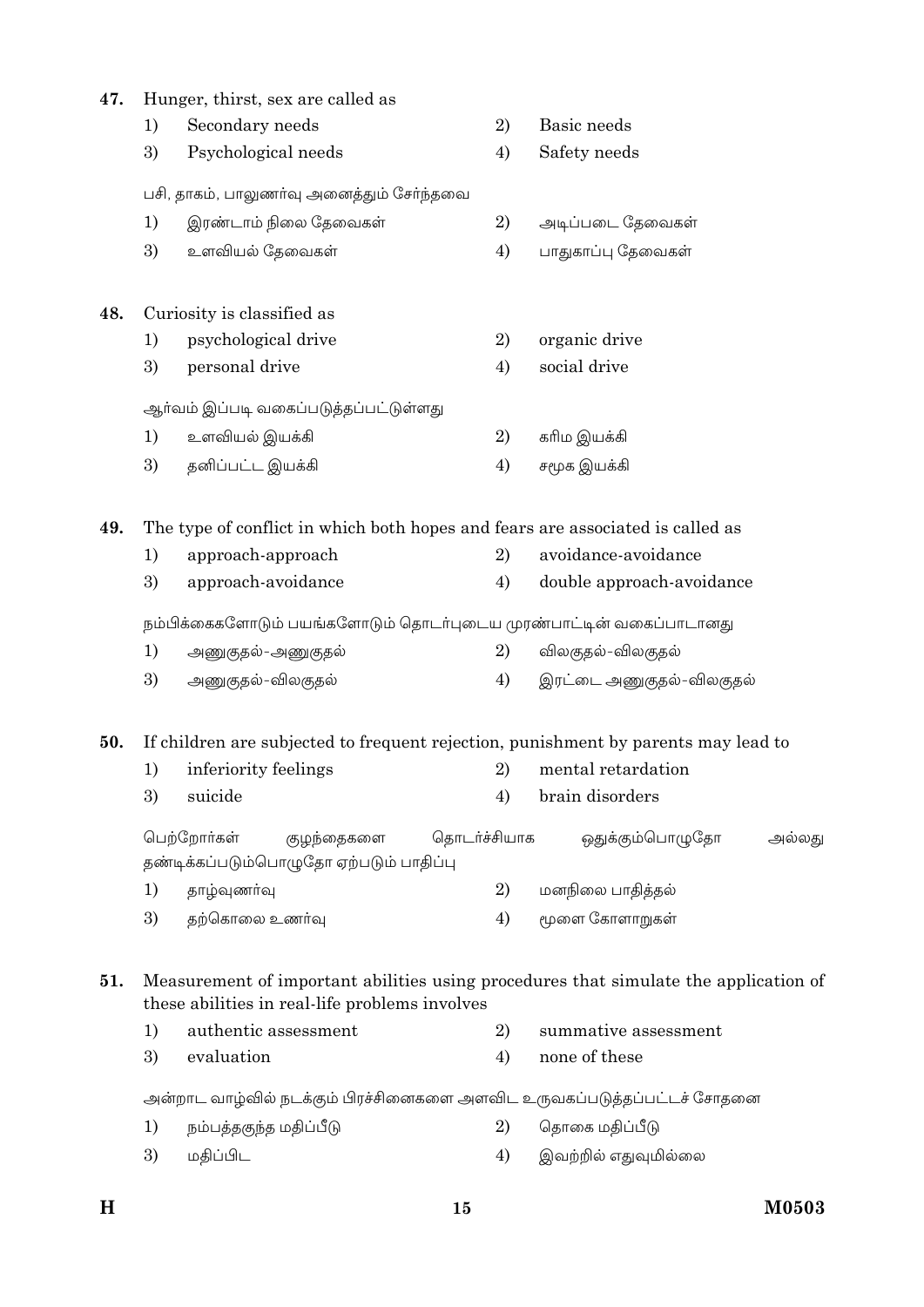**47.** Hunger, thirst, sex are called as

1) Secondary needs
2) Basic needs
3) Psychological needs
4) Safety needs

பசி, தாகம், பாலுணர்வு அனைத்தும் சேர்ந்தவை

1) இரண்டாம் நிலை தேவைகள்
2) அடிப்படை தேவைகள்
3) உளவியல் தேவைகள்
4) பாதுகாப்பு தேவைகள்

**48.** Curiosity is classified as

1) psychological drive
2) organic drive
3) personal drive
4) social drive

ஆர்வம் இப்படி வகைப்படுத்தப்பட்டுள்ளது

1) உளவியல் இயக்கி
2) கரிம இயக்கி
3) தனிப்பட்ட இயக்கி
4) சமூக இயக்கி

**49.** The type of conflict in which both hopes and fears are associated is called as

1) approach-approach
2) avoidance-avoidance
3) approach-avoidance
4) double approach-avoidance

நம்பிக்கைகளோடும் பயங்களோடும் தொடர்புடைய முரண்பாட்டின் வகைப்பாடானது

1) அணுகுதல்-அணுகுதல்
2) விலகுதல்-விலகுதல்
3) அணுகுதல்-விலகுதல்
4) இரட்டை அணுகுதல்-விலகுதல்

**50.** If children are subjected to frequent rejection, punishment by parents may lead to

1) inferiority feelings
2) mental retardation
3) suicide
4) brain disorders

பெற்றோர்கள் குழந்தைகளை தொடர்ச்சியாக ஒதுக்கும்பொழுதோ அல்லது தண்டிக்கப்படும்பொழுதோ ஏற்படும் பாதிப்பு

1) தாழ்வுணர்வு
2) மனநிலை பாதித்தல்
3) தற்கொலை உணர்வு
4) மூளை கோளாறுகள்

**51.** Measurement of important abilities using procedures that simulate the application of these abilities in real-life problems involves

1) authentic assessment
2) summative assessment
3) evaluation
4) none of these

அன்றாட வாழ்வில் நடக்கும் பிரச்சினைகளை அளவிட உருவகப்படுத்தப்பட்டச் சோதனை

1) நம்பத்தகுந்த மதிப்பீடு
2) தொகை மதிப்பீடு
3) மதிப்பிட
4) இவற்றில் எதுவுமில்லை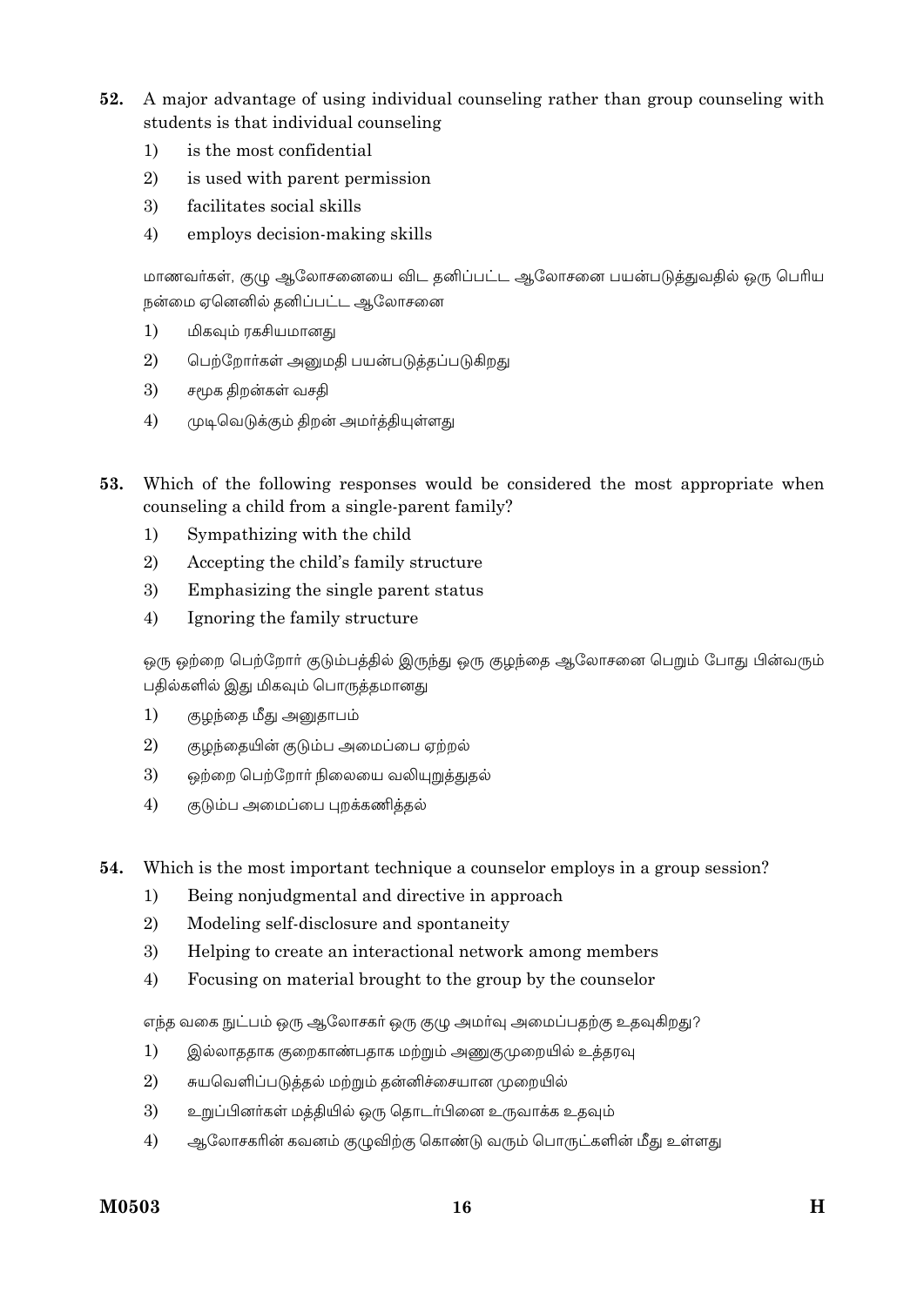**52.** A major advantage of using individual counseling rather than group counseling with students is that individual counseling

1) is the most confidential
2) is used with parent permission
3) facilitates social skills
4) employs decision-making skills

மாணவர்கள், குழு ஆலோசனையை விட தனிப்பட்ட ஆலோசனை பயன்படுத்துவதில் ஒரு பெரிய நன்மை ஏனெனில் தனிப்பட்ட ஆலோசனை

1) மிகவும் ரகசியமானது
2) பெற்றோர்கள் அனுமதி பயன்படுத்தப்படுகிறது
3) சமூக திறன்கள் வசதி
4) முடிவெடுக்கும் திறன் அமர்த்தியுள்ளது

**53.** Which of the following responses would be considered the most appropriate when counseling a child from a single-parent family?

1) Sympathizing with the child
2) Accepting the child's family structure
3) Emphasizing the single parent status
4) Ignoring the family structure

ஒரு ஒற்றை பெற்றோர் குடும்பத்தில் இருந்து ஒரு குழந்தை ஆலோசனை பெறும் போது பின்வரும் பதில்களில் இது மிகவும் பொருத்தமானது

1) குழந்தை மீது அனுதாபம்
2) குழந்தையின் குடும்ப அமைப்பை ஏற்றல்
3) ஒற்றை பெற்றோர் நிலையை வலியுறுத்துதல்
4) குடும்ப அமைப்பை புறக்கணித்தல்

**54.** Which is the most important technique a counselor employs in a group session?

1) Being nonjudgmental and directive in approach
2) Modeling self-disclosure and spontaneity
3) Helping to create an interactional network among members
4) Focusing on material brought to the group by the counselor

எந்த வகை நுட்பம் ஒரு ஆலோசகர் ஒரு குழு அமர்வு அமைப்பதற்கு உதவுகிறது?

1) இல்லாததாக குறைகாண்பதாக மற்றும் அணுகுமுறையில் உத்தரவு
2) சுயவெளிப்படுத்தல் மற்றும் தன்னிச்சையான முறையில்
3) உறுப்பினர்கள் மத்தியில் ஒரு தொடர்பினை உருவாக்க உதவும்
4) ஆலோசகரின் கவனம் குழுவிற்கு கொண்டு வரும் பொருட்களின் மீது உள்ளது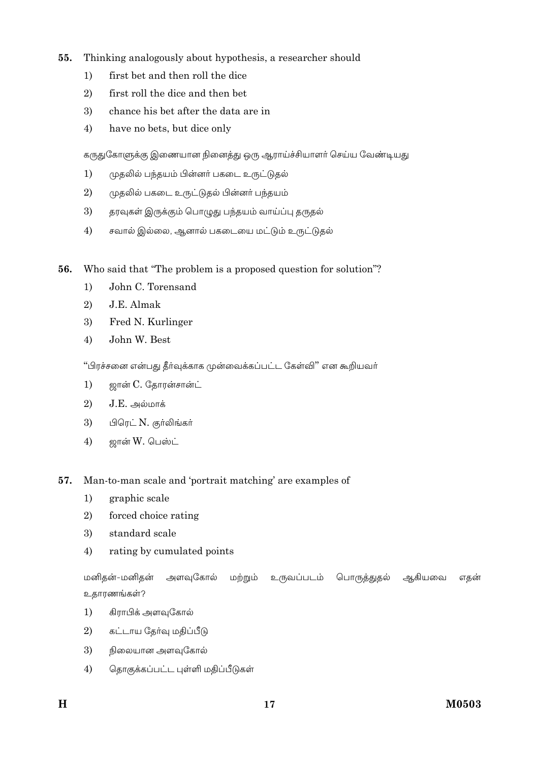55. Thinking analogously about hypothesis, a researcher should

1) first bet and then roll the dice
2) first roll the dice and then bet
3) chance his bet after the data are in
4) have no bets, but dice only

கருதுகோளுக்கு இணையான நினைத்து ஒரு ஆராய்ச்சியாளர் செய்ய வேண்டியது

1) முதலில் பந்தயம் பின்னர் பகடை உருட்டுதல்
2) முதலில் பகடை உருட்டுதல் பின்னர் பந்தயம்
3) தரவுகள் இருக்கும் பொழுது பந்தயம் வாய்ப்பு தருதல்
4) சவால் இல்லை, ஆனால் பகடையை மட்டும் உருட்டுதல்

56. Who said that "The problem is a proposed question for solution"?

1) John C. Torensand
2) J.E. Almak
3) Fred N. Kurlinger
4) John W. Best

"பிரச்சனை என்பது தீர்வுக்காக முன்வைக்கப்பட்ட கேள்வி" என கூறியவர்

1) ஜான் C. தோரன்சான்ட்
2) J.E. அல்மாக்
3) பிரெட் N. குர்லிங்கர்
4) ஜான் W. பெஸ்ட்

57. Man-to-man scale and 'portrait matching' are examples of

1) graphic scale
2) forced choice rating
3) standard scale
4) rating by cumulated points

மனிதன்-மனிதன் அளவுகோல் மற்றும் உருவப்படம் பொருத்துதல் ஆகியவை எதன் உதாரணங்கள்?

1) கிராபிக் அளவுகோல்
2) கட்டாய தேர்வு மதிப்பீடு
3) நிலையான அளவுகோல்
4) தொகுக்கப்பட்ட புள்ளி மதிப்பீடுகள்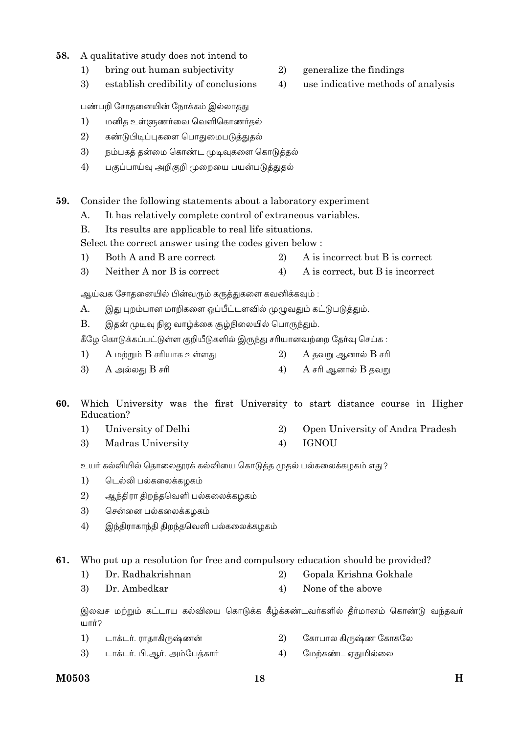58. A qualitative study does not intend to

1) bring out human subjectivity
2) generalize the findings
3) establish credibility of conclusions
4) use indicative methods of analysis

பண்பறி சோதனையின் நோக்கம் இல்லாதது

1) மனித உள்ளுணர்வை வெளிகொணர்தல்
2) கண்டுபிடிப்புகளை பொதுமைபடுத்துதல்
3) நம்பகத் தன்மை கொண்ட முடிவுகளை கொடுத்தல்
4) பகுப்பாய்வு அறிகுறி முறையை பயன்படுத்துதல்

59. Consider the following statements about a laboratory experiment

A. It has relatively complete control of extraneous variables.

B. Its results are applicable to real life situations.

Select the correct answer using the codes given below :

1) Both A and B are correct
2) A is incorrect but B is correct
3) Neither A nor B is correct
4) A is correct, but B is incorrect

ஆய்வக சோதனையில் பின்வரும் கருத்துகளை கவனிக்கவும் :

A. இது புறம்பான மாறிகளை ஒப்பீட்டளவில் முழுவதும் கட்டுபடுத்தும்.

B. இதன் முடிவு நிஜ வாழ்க்கை சூழ்நிலையில் பொருந்தும்.

கீழே கொடுக்கப்பட்டுள்ள குறியீடுகளில் இருந்து சரியானவற்றை தேர்வு செய்க :

1) A மற்றும் B சரியாக உள்ளது
2) A தவறு ஆனால் B சரி
3) A அல்லது B சரி
4) A சரி ஆனால் B தவறு

60. Which University was the first University to start distance course in Higher Education?

1) University of Delhi
2) Open University of Andra Pradesh
3) Madras University
4) IGNOU

உயர் கல்வியில் தொலைதூரக் கல்வியை கொடுத்த முதல் பல்கலைக்கழகம் எது?

1) டெல்லி பல்கலைக்கழகம்
2) ஆந்திரா திறந்தவெளி பல்கலைக்கழகம்
3) சென்னை பல்கலைக்கழகம்
4) இந்திராகாந்தி திறந்தவெளி பல்கலைக்கழகம்

61. Who put up a resolution for free and compulsory education should be provided?

1) Dr. Radhakrishnan
2) Gopala Krishna Gokhale
3) Dr. Ambedkar
4) None of the above

இலவச மற்றும் கட்டாய கல்வியை கொடுக்க கீழ்க்கண்டவர்களில் தீர்மானம் கொண்டு வந்தவர் யார்?

1) டாக்டர். ராதாகிருஷ்ணன்
2) கோபால கிருஷ்ண கோகலே
3) டாக்டர். பி.ஆர். அம்பேத்கார்
4) மேற்கண்ட ஏதுமில்லை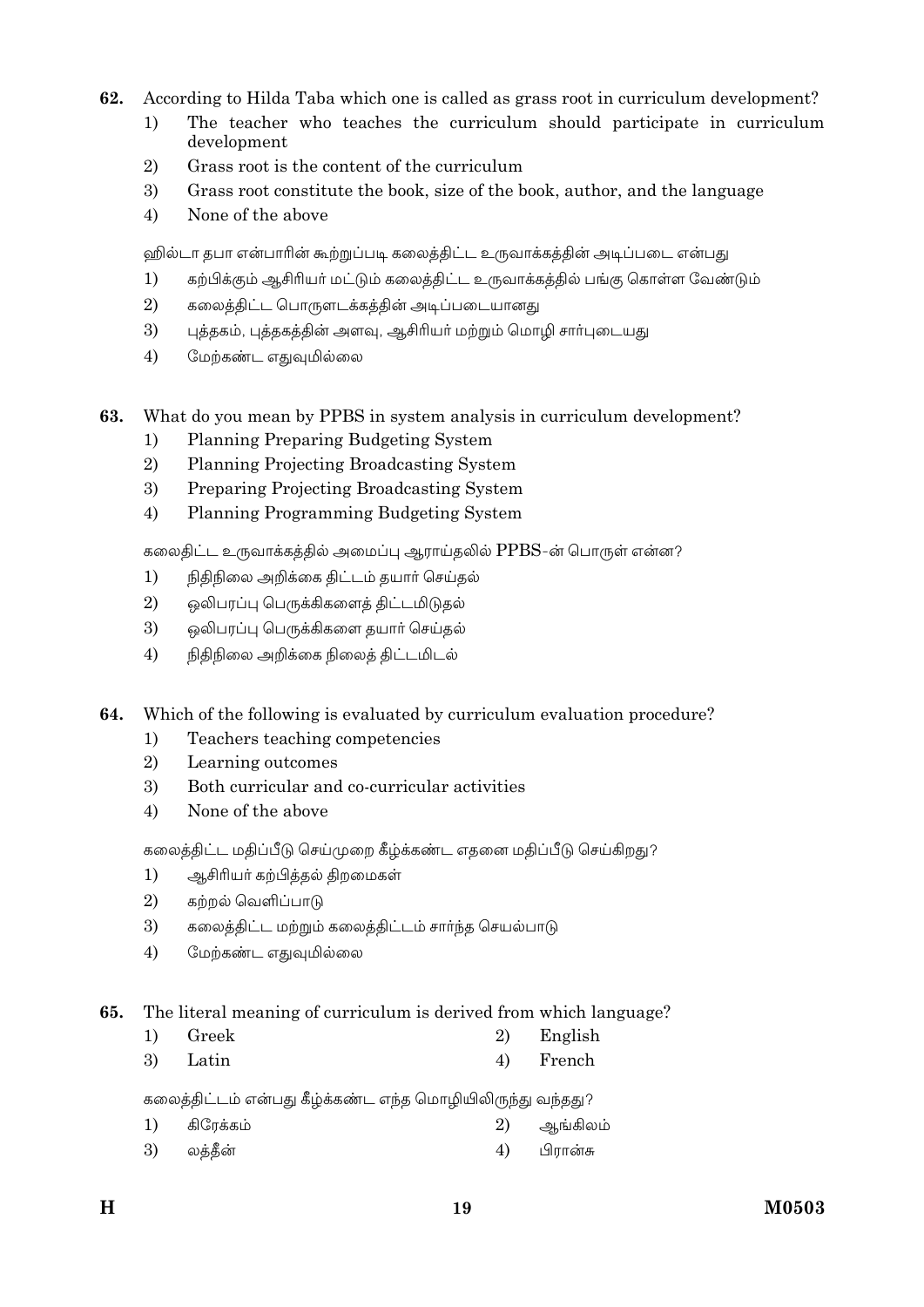62. According to Hilda Taba which one is called as grass root in curriculum development?

1) The teacher who teaches the curriculum should participate in curriculum development
2) Grass root is the content of the curriculum
3) Grass root constitute the book, size of the book, author, and the language
4) None of the above

ஹில்டா தபா என்பாரின் கூற்றுப்படி கலைத்திட்ட உருவாக்கத்தின் அடிப்படை என்பது

1) கற்பிக்கும் ஆசிரியர் மட்டும் கலைத்திட்ட உருவாக்கத்தில் பங்கு கொள்ள வேண்டும்
2) கலைத்திட்ட பொருளடக்கத்தின் அடிப்படையானது
3) புத்தகம், புத்தகத்தின் அளவு, ஆசிரியர் மற்றும் மொழி சார்புடையது
4) மேற்கண்ட எதுவுமில்லை

63. What do you mean by PPBS in system analysis in curriculum development?

1) Planning Preparing Budgeting System
2) Planning Projecting Broadcasting System
3) Preparing Projecting Broadcasting System
4) Planning Programming Budgeting System

கலைதிட்ட உருவாக்கத்தில் அமைப்பு ஆராய்தலில் PPBS-ன் பொருள் என்ன?

1) நிதிநிலை அறிக்கை திட்டம் தயார் செய்தல்
2) ஒலிபரப்பு பெருக்கிகளைத் திட்டமிடுதல்
3) ஒலிபரப்பு பெருக்கிகளை தயார் செய்தல்
4) நிதிநிலை அறிக்கை நிலைத் திட்டமிடல்

64. Which of the following is evaluated by curriculum evaluation procedure?

1) Teachers teaching competencies
2) Learning outcomes
3) Both curricular and co-curricular activities
4) None of the above

கலைத்திட்ட மதிப்பீடு செய்முறை கீழ்க்கண்ட எதனை மதிப்பீடு செய்கிறது?

1) ஆசிரியர் கற்பித்தல் திறமைகள்
2) கற்றல் வெளிப்பாடு
3) கலைத்திட்ட மற்றும் கலைத்திட்டம் சார்ந்த செயல்பாடு
4) மேற்கண்ட எதுவுமில்லை

65. The literal meaning of curriculum is derived from which language?

1) Greek
2) English
3) Latin
4) French

கலைத்திட்டம் என்பது கீழ்க்கண்ட எந்த மொழியிலிருந்து வந்தது?

1) கிரேக்கம்
2) ஆங்கிலம்
3) லத்தீன்
4) பிரான்சு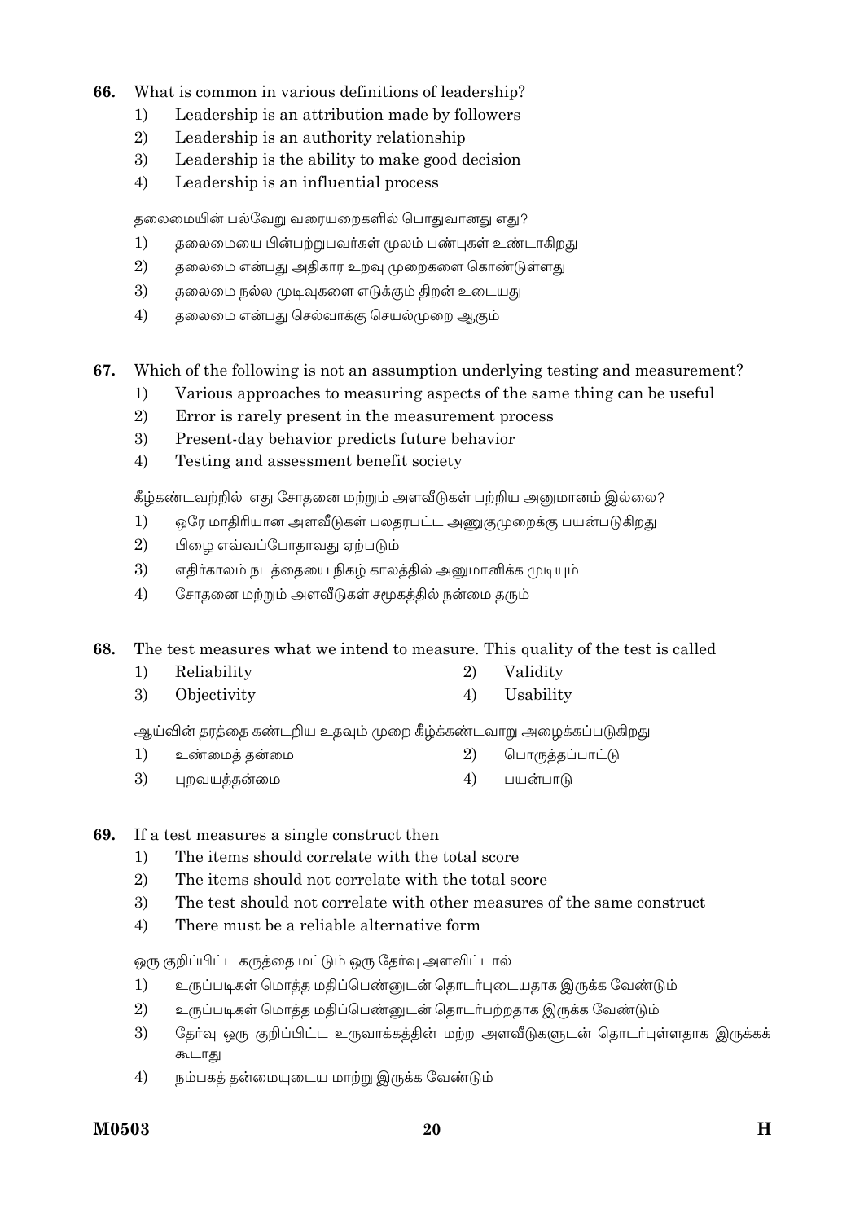**66.** What is common in various definitions of leadership?

1) Leadership is an attribution made by followers
2) Leadership is an authority relationship
3) Leadership is the ability to make good decision
4) Leadership is an influential process

தலைமையின் பல்வேறு வரையறைகளில் பொதுவானது எது?

1) தலைமையை பின்பற்றுபவர்கள் மூலம் பண்புகள் உண்டாகிறது
2) தலைமை என்பது அதிகார உறவு முறைகளை கொண்டுள்ளது
3) தலைமை நல்ல முடிவுகளை எடுக்கும் திறன் உடையது
4) தலைமை என்பது செல்வாக்கு செயல்முறை ஆகும்

**67.** Which of the following is not an assumption underlying testing and measurement?

1) Various approaches to measuring aspects of the same thing can be useful
2) Error is rarely present in the measurement process
3) Present-day behavior predicts future behavior
4) Testing and assessment benefit society

கீழ்கண்டவற்றில் எது சோதனை மற்றும் அளவீடுகள் பற்றிய அனுமானம் இல்லை?

1) ஒரே மாதிரியான அளவீடுகள் பலதரபட்ட அணுகுமுறைக்கு பயன்படுகிறது
2) பிழை எவ்வப்போதாவது ஏற்படும்
3) எதிர்காலம் நடத்தையை நிகழ் காலத்தில் அனுமானிக்க முடியும்
4) சோதனை மற்றும் அளவீடுகள் சமூகத்தில் நன்மை தரும்

**68.** The test measures what we intend to measure. This quality of the test is called

1) Reliability
2) Validity
3) Objectivity
4) Usability

ஆய்வின் தரத்தை கண்டறிய உதவும் முறை கீழ்க்கண்டவாறு அழைக்கப்படுகிறது

1) உண்மைத் தன்மை
2) பொருத்தப்பாட்டு
3) புறவயத்தன்மை
4) பயன்பாடு

**69.** If a test measures a single construct then

1) The items should correlate with the total score
2) The items should not correlate with the total score
3) The test should not correlate with other measures of the same construct
4) There must be a reliable alternative form

ஒரு குறிப்பிட்ட கருத்தை மட்டும் ஒரு தேர்வு அளவிட்டால்

1) உருப்படிகள் மொத்த மதிப்பெண்ணுடன் தொடர்புடையதாக இருக்க வேண்டும்
2) உருப்படிகள் மொத்த மதிப்பெண்ணுடன் தொடர்பற்றதாக இருக்க வேண்டும்
3) தேர்வு ஒரு குறிப்பிட்ட உருவாக்கத்தின் மற்ற அளவீடுகளுடன் தொடர்புள்ளதாக இருக்கக் கூடாது
4) நம்பகத் தன்மையுடைய மாற்று இருக்க வேண்டும்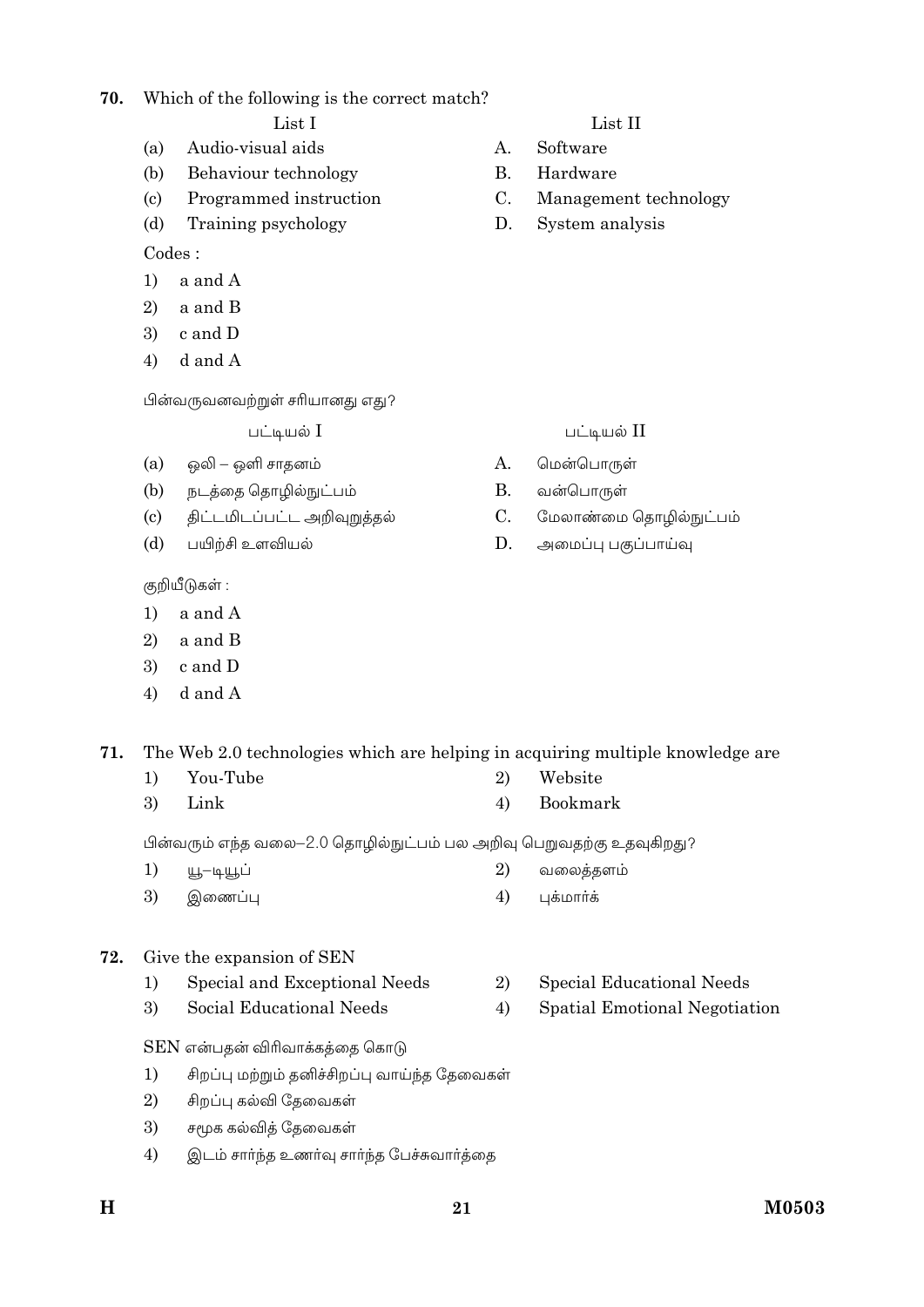70. Which of the following is the correct match?

| | List I | | List II |
|---|---|---|---|
| (a) | Audio-visual aids | A. | Software |
| (b) | Behaviour technology | B. | Hardware |
| (c) | Programmed instruction | C. | Management technology |
| (d) | Training psychology | D. | System analysis |

Codes :

1) a and A
2) a and B
3) c and D
4) d and A

பின்வருவனவற்றுள் சரியானது எது?

| | பட்டியல் I | | பட்டியல் II |
|---|---|---|---|
| (a) | ஒலி – ஒளி சாதனம் | A. | மென்பொருள் |
| (b) | நடத்தை தொழில்நுட்பம் | B. | வன்பொருள் |
| (c) | திட்டமிடப்பட்ட அறிவுறுத்தல் | C. | மேலாண்மை தொழில்நுட்பம் |
| (d) | பயிற்சி உளவியல் | D. | அமைப்பு பகுப்பாய்வு |

குறியீடுகள் :

1) a and A
2) a and B
3) c and D
4) d and A

71. The Web 2.0 technologies which are helping in acquiring multiple knowledge are

1) You-Tube
2) Website
3) Link
4) Bookmark

பின்வரும் எந்த வலை–2.0 தொழில்நுட்பம் பல அறிவு பெறுவதற்கு உதவுகிறது?

1) யூ–டியூப்
2) வலைத்தளம்
3) இணைப்பு
4) புக்மார்க்

72. Give the expansion of SEN

1) Special and Exceptional Needs
2) Special Educational Needs
3) Social Educational Needs
4) Spatial Emotional Negotiation

SEN என்பதன் விரிவாக்கத்தை கொடு

1) சிறப்பு மற்றும் தனிச்சிறப்பு வாய்ந்த தேவைகள்
2) சிறப்பு கல்வி தேவைகள்
3) சமூக கல்வித் தேவைகள்
4) இடம் சார்ந்த உணர்வு சார்ந்த பேச்சுவார்த்தை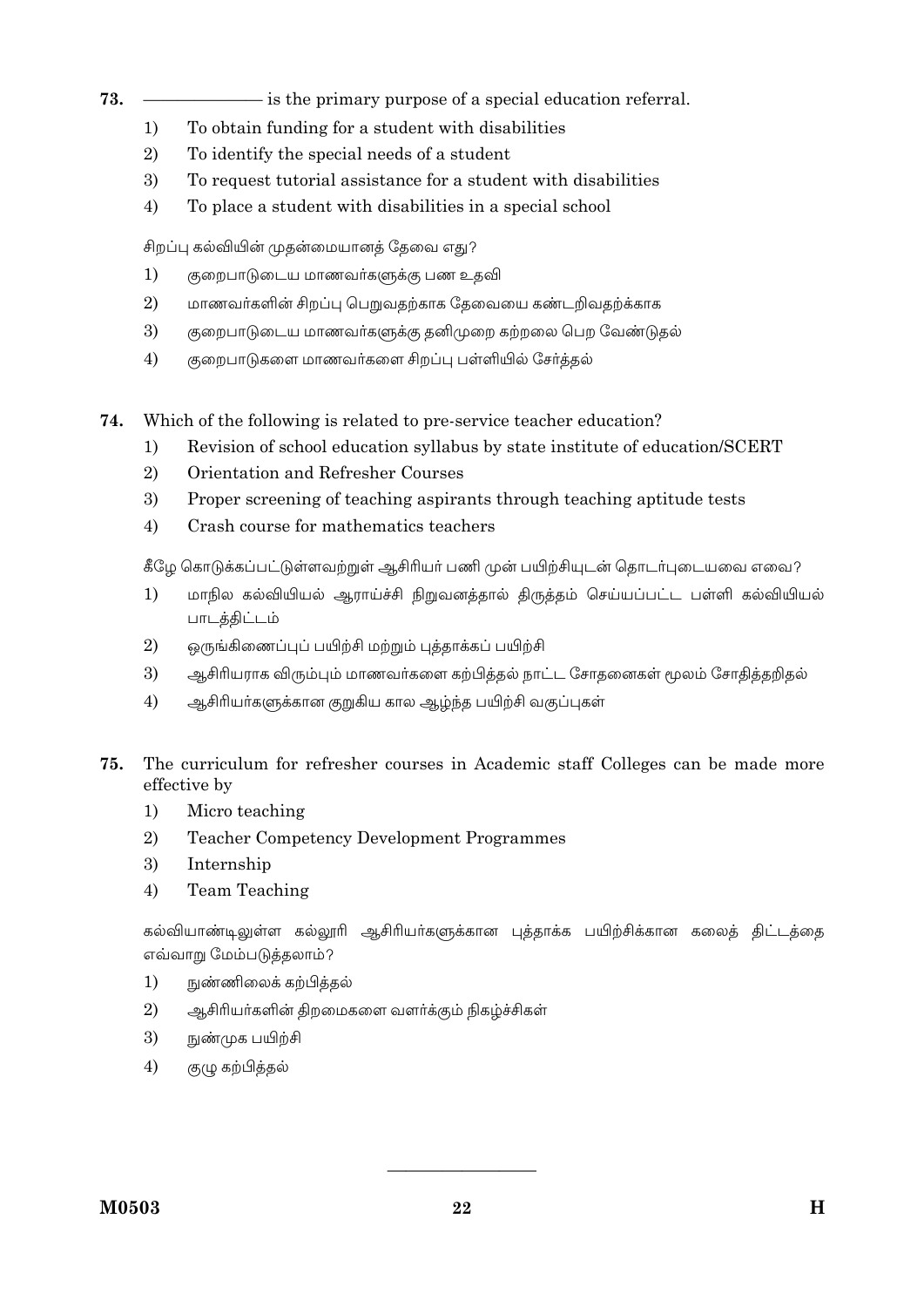73. —————— is the primary purpose of a special education referral.

1) To obtain funding for a student with disabilities
2) To identify the special needs of a student
3) To request tutorial assistance for a student with disabilities
4) To place a student with disabilities in a special school

சிறப்பு கல்வியின் முதன்மையானத் தேவை எது?

1) குறைபாடுடைய மாணவர்களுக்கு பண உதவி
2) மாணவர்களின் சிறப்பு பெறுவதற்காக தேவையை கண்டறிவதற்க்காக
3) குறைபாடுடைய மாணவர்களுக்கு தனிமுறை கற்றலை பெற வேண்டுதல்
4) குறைபாடுகளை மாணவர்களை சிறப்பு பள்ளியில் சேர்த்தல்

74. Which of the following is related to pre-service teacher education?

1) Revision of school education syllabus by state institute of education/SCERT
2) Orientation and Refresher Courses
3) Proper screening of teaching aspirants through teaching aptitude tests
4) Crash course for mathematics teachers

கீழே கொடுக்கப்பட்டுள்ளவற்றுள் ஆசிரியர் பணி முன் பயிற்சியுடன் தொடர்புடையவை எவை?

1) மாநில கல்வியியல் ஆராய்ச்சி நிறுவனத்தால் திருத்தம் செய்யப்பட்ட பள்ளி கல்வியியல் பாடத்திட்டம்
2) ஒருங்கிணைப்புப் பயிற்சி மற்றும் புத்தாக்கப் பயிற்சி
3) ஆசிரியராக விரும்பும் மாணவர்களை கற்பித்தல் நாட்ட சோதனைகள் மூலம் சோதித்தறிதல்
4) ஆசிரியர்களுக்கான குறுகிய கால ஆழ்ந்த பயிற்சி வகுப்புகள்

75. The curriculum for refresher courses in Academic staff Colleges can be made more effective by

1) Micro teaching
2) Teacher Competency Development Programmes
3) Internship
4) Team Teaching

கல்வியாண்டிலுள்ள கல்லூரி ஆசிரியர்களுக்கான புத்தாக்க பயிற்சிக்கான கலைத் திட்டத்தை எவ்வாறு மேம்படுத்தலாம்?

1) நுண்ணிலைக் கற்பித்தல்
2) ஆசிரியர்களின் திறமைகளை வளர்க்கும் நிகழ்ச்சிகள்
3) நுண்முக பயிற்சி
4) குழு கற்பித்தல்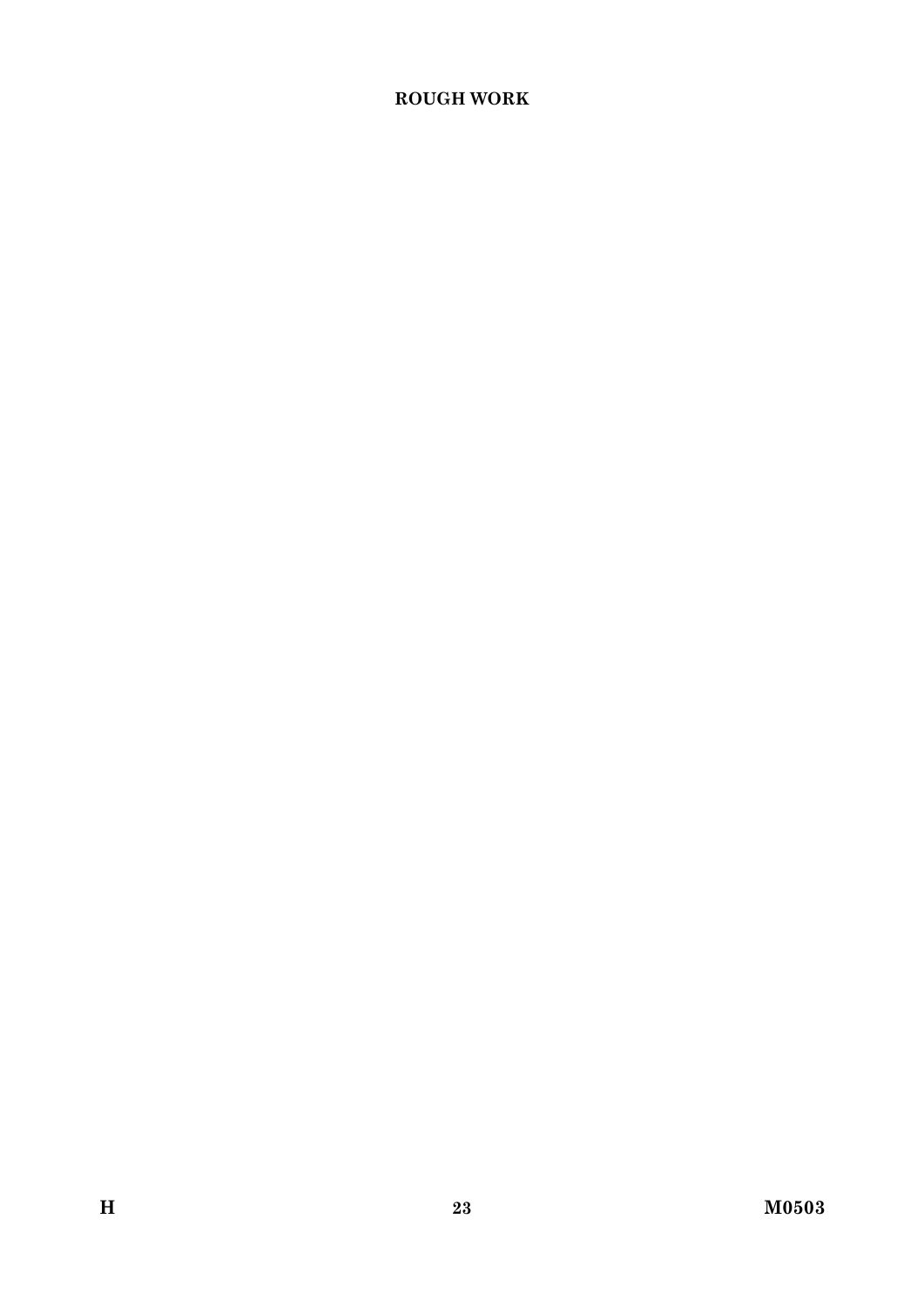## ROUGH WORK